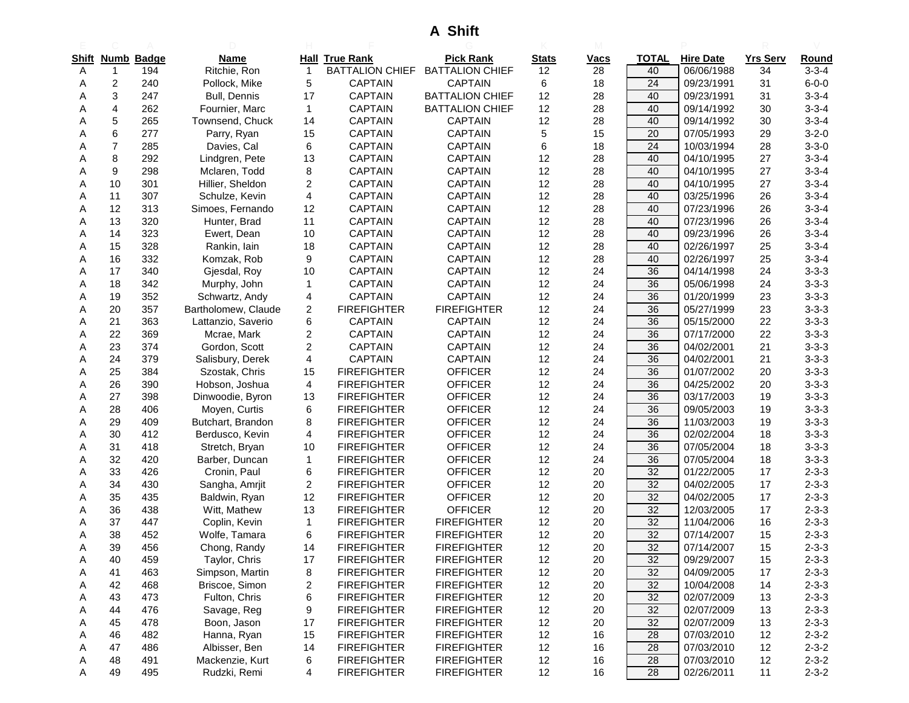# A Shift

| Shift | Numb | Badge | Name | Hall | True Rank | Pick Rank | Stats | Vacs | TOTAL | Hire Date | Yrs Serv | Round |
|---|---|---|---|---|---|---|---|---|---|---|---|---|
| A | 1 | 194 | Ritchie, Ron | 1 | BATTALION CHIEF | BATTALION CHIEF | 12 | 28 | 40 | 06/06/1988 | 34 | 3-3-4 |
| A | 2 | 240 | Pollock, Mike | 5 | CAPTAIN | CAPTAIN | 6 | 18 | 24 | 09/23/1991 | 31 | 6-0-0 |
| A | 3 | 247 | Bull, Dennis | 17 | CAPTAIN | BATTALION CHIEF | 12 | 28 | 40 | 09/23/1991 | 31 | 3-3-4 |
| A | 4 | 262 | Fournier, Marc | 1 | CAPTAIN | BATTALION CHIEF | 12 | 28 | 40 | 09/14/1992 | 30 | 3-3-4 |
| A | 5 | 265 | Townsend, Chuck | 14 | CAPTAIN | CAPTAIN | 12 | 28 | 40 | 09/14/1992 | 30 | 3-3-4 |
| A | 6 | 277 | Parry, Ryan | 15 | CAPTAIN | CAPTAIN | 5 | 15 | 20 | 07/05/1993 | 29 | 3-2-0 |
| A | 7 | 285 | Davies, Cal | 6 | CAPTAIN | CAPTAIN | 6 | 18 | 24 | 10/03/1994 | 28 | 3-3-0 |
| A | 8 | 292 | Lindgren, Pete | 13 | CAPTAIN | CAPTAIN | 12 | 28 | 40 | 04/10/1995 | 27 | 3-3-4 |
| A | 9 | 298 | Mclaren, Todd | 8 | CAPTAIN | CAPTAIN | 12 | 28 | 40 | 04/10/1995 | 27 | 3-3-4 |
| A | 10 | 301 | Hillier, Sheldon | 2 | CAPTAIN | CAPTAIN | 12 | 28 | 40 | 04/10/1995 | 27 | 3-3-4 |
| A | 11 | 307 | Schulze, Kevin | 4 | CAPTAIN | CAPTAIN | 12 | 28 | 40 | 03/25/1996 | 26 | 3-3-4 |
| A | 12 | 313 | Simoes, Fernando | 12 | CAPTAIN | CAPTAIN | 12 | 28 | 40 | 07/23/1996 | 26 | 3-3-4 |
| A | 13 | 320 | Hunter, Brad | 11 | CAPTAIN | CAPTAIN | 12 | 28 | 40 | 07/23/1996 | 26 | 3-3-4 |
| A | 14 | 323 | Ewert, Dean | 10 | CAPTAIN | CAPTAIN | 12 | 28 | 40 | 09/23/1996 | 26 | 3-3-4 |
| A | 15 | 328 | Rankin, Iain | 18 | CAPTAIN | CAPTAIN | 12 | 28 | 40 | 02/26/1997 | 25 | 3-3-4 |
| A | 16 | 332 | Komzak, Rob | 9 | CAPTAIN | CAPTAIN | 12 | 28 | 40 | 02/26/1997 | 25 | 3-3-4 |
| A | 17 | 340 | Gjesdal, Roy | 10 | CAPTAIN | CAPTAIN | 12 | 24 | 36 | 04/14/1998 | 24 | 3-3-3 |
| A | 18 | 342 | Murphy, John | 1 | CAPTAIN | CAPTAIN | 12 | 24 | 36 | 05/06/1998 | 24 | 3-3-3 |
| A | 19 | 352 | Schwartz, Andy | 4 | CAPTAIN | CAPTAIN | 12 | 24 | 36 | 01/20/1999 | 23 | 3-3-3 |
| A | 20 | 357 | Bartholomew, Claude | 2 | FIREFIGHTER | FIREFIGHTER | 12 | 24 | 36 | 05/27/1999 | 23 | 3-3-3 |
| A | 21 | 363 | Lattanzio, Saverio | 6 | CAPTAIN | CAPTAIN | 12 | 24 | 36 | 05/15/2000 | 22 | 3-3-3 |
| A | 22 | 369 | Mcrae, Mark | 2 | CAPTAIN | CAPTAIN | 12 | 24 | 36 | 07/17/2000 | 22 | 3-3-3 |
| A | 23 | 374 | Gordon, Scott | 2 | CAPTAIN | CAPTAIN | 12 | 24 | 36 | 04/02/2001 | 21 | 3-3-3 |
| A | 24 | 379 | Salisbury, Derek | 4 | CAPTAIN | CAPTAIN | 12 | 24 | 36 | 04/02/2001 | 21 | 3-3-3 |
| A | 25 | 384 | Szostak, Chris | 15 | FIREFIGHTER | OFFICER | 12 | 24 | 36 | 01/07/2002 | 20 | 3-3-3 |
| A | 26 | 390 | Hobson, Joshua | 4 | FIREFIGHTER | OFFICER | 12 | 24 | 36 | 04/25/2002 | 20 | 3-3-3 |
| A | 27 | 398 | Dinwoodie, Byron | 13 | FIREFIGHTER | OFFICER | 12 | 24 | 36 | 03/17/2003 | 19 | 3-3-3 |
| A | 28 | 406 | Moyen, Curtis | 6 | FIREFIGHTER | OFFICER | 12 | 24 | 36 | 09/05/2003 | 19 | 3-3-3 |
| A | 29 | 409 | Butchart, Brandon | 8 | FIREFIGHTER | OFFICER | 12 | 24 | 36 | 11/03/2003 | 19 | 3-3-3 |
| A | 30 | 412 | Berdusco, Kevin | 4 | FIREFIGHTER | OFFICER | 12 | 24 | 36 | 02/02/2004 | 18 | 3-3-3 |
| A | 31 | 418 | Stretch, Bryan | 10 | FIREFIGHTER | OFFICER | 12 | 24 | 36 | 07/05/2004 | 18 | 3-3-3 |
| A | 32 | 420 | Barber, Duncan | 1 | FIREFIGHTER | OFFICER | 12 | 24 | 36 | 07/05/2004 | 18 | 3-3-3 |
| A | 33 | 426 | Cronin, Paul | 6 | FIREFIGHTER | OFFICER | 12 | 20 | 32 | 01/22/2005 | 17 | 2-3-3 |
| A | 34 | 430 | Sangha, Amrjit | 2 | FIREFIGHTER | OFFICER | 12 | 20 | 32 | 04/02/2005 | 17 | 2-3-3 |
| A | 35 | 435 | Baldwin, Ryan | 12 | FIREFIGHTER | OFFICER | 12 | 20 | 32 | 04/02/2005 | 17 | 2-3-3 |
| A | 36 | 438 | Witt, Mathew | 13 | FIREFIGHTER | OFFICER | 12 | 20 | 32 | 12/03/2005 | 17 | 2-3-3 |
| A | 37 | 447 | Coplin, Kevin | 1 | FIREFIGHTER | FIREFIGHTER | 12 | 20 | 32 | 11/04/2006 | 16 | 2-3-3 |
| A | 38 | 452 | Wolfe, Tamara | 6 | FIREFIGHTER | FIREFIGHTER | 12 | 20 | 32 | 07/14/2007 | 15 | 2-3-3 |
| A | 39 | 456 | Chong, Randy | 14 | FIREFIGHTER | FIREFIGHTER | 12 | 20 | 32 | 07/14/2007 | 15 | 2-3-3 |
| A | 40 | 459 | Taylor, Chris | 17 | FIREFIGHTER | FIREFIGHTER | 12 | 20 | 32 | 09/29/2007 | 15 | 2-3-3 |
| A | 41 | 463 | Simpson, Martin | 8 | FIREFIGHTER | FIREFIGHTER | 12 | 20 | 32 | 04/09/2005 | 17 | 2-3-3 |
| A | 42 | 468 | Briscoe, Simon | 2 | FIREFIGHTER | FIREFIGHTER | 12 | 20 | 32 | 10/04/2008 | 14 | 2-3-3 |
| A | 43 | 473 | Fulton, Chris | 6 | FIREFIGHTER | FIREFIGHTER | 12 | 20 | 32 | 02/07/2009 | 13 | 2-3-3 |
| A | 44 | 476 | Savage, Reg | 9 | FIREFIGHTER | FIREFIGHTER | 12 | 20 | 32 | 02/07/2009 | 13 | 2-3-3 |
| A | 45 | 478 | Boon, Jason | 17 | FIREFIGHTER | FIREFIGHTER | 12 | 20 | 32 | 02/07/2009 | 13 | 2-3-3 |
| A | 46 | 482 | Hanna, Ryan | 15 | FIREFIGHTER | FIREFIGHTER | 12 | 16 | 28 | 07/03/2010 | 12 | 2-3-2 |
| A | 47 | 486 | Albisser, Ben | 14 | FIREFIGHTER | FIREFIGHTER | 12 | 16 | 28 | 07/03/2010 | 12 | 2-3-2 |
| A | 48 | 491 | Mackenzie, Kurt | 6 | FIREFIGHTER | FIREFIGHTER | 12 | 16 | 28 | 07/03/2010 | 12 | 2-3-2 |
| A | 49 | 495 | Rudzki, Remi | 4 | FIREFIGHTER | FIREFIGHTER | 12 | 16 | 28 | 02/26/2011 | 11 | 2-3-2 |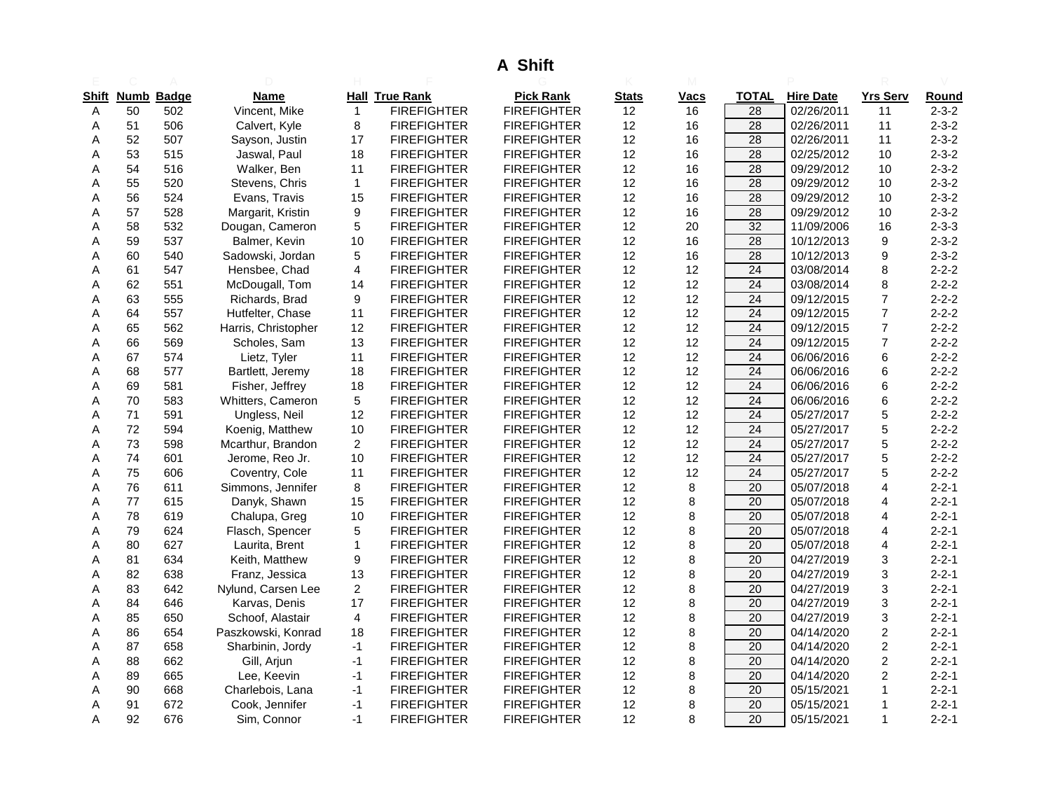# A Shift

| Shift | Numb | Badge | Name | Hall | True Rank | Pick Rank | Stats | Vacs | TOTAL | Hire Date | Yrs Serv | Round |
|---|---|---|---|---|---|---|---|---|---|---|---|---|
| A | 50 | 502 | Vincent, Mike | 1 | FIREFIGHTER | FIREFIGHTER | 12 | 16 | 28 | 02/26/2011 | 11 | 2-3-2 |
| A | 51 | 506 | Calvert, Kyle | 8 | FIREFIGHTER | FIREFIGHTER | 12 | 16 | 28 | 02/26/2011 | 11 | 2-3-2 |
| A | 52 | 507 | Sayson, Justin | 17 | FIREFIGHTER | FIREFIGHTER | 12 | 16 | 28 | 02/26/2011 | 11 | 2-3-2 |
| A | 53 | 515 | Jaswal, Paul | 18 | FIREFIGHTER | FIREFIGHTER | 12 | 16 | 28 | 02/25/2012 | 10 | 2-3-2 |
| A | 54 | 516 | Walker, Ben | 11 | FIREFIGHTER | FIREFIGHTER | 12 | 16 | 28 | 09/29/2012 | 10 | 2-3-2 |
| A | 55 | 520 | Stevens, Chris | 1 | FIREFIGHTER | FIREFIGHTER | 12 | 16 | 28 | 09/29/2012 | 10 | 2-3-2 |
| A | 56 | 524 | Evans, Travis | 15 | FIREFIGHTER | FIREFIGHTER | 12 | 16 | 28 | 09/29/2012 | 10 | 2-3-2 |
| A | 57 | 528 | Margarit, Kristin | 9 | FIREFIGHTER | FIREFIGHTER | 12 | 16 | 28 | 09/29/2012 | 10 | 2-3-2 |
| A | 58 | 532 | Dougan, Cameron | 5 | FIREFIGHTER | FIREFIGHTER | 12 | 20 | 32 | 11/09/2006 | 16 | 2-3-3 |
| A | 59 | 537 | Balmer, Kevin | 10 | FIREFIGHTER | FIREFIGHTER | 12 | 16 | 28 | 10/12/2013 | 9 | 2-3-2 |
| A | 60 | 540 | Sadowski, Jordan | 5 | FIREFIGHTER | FIREFIGHTER | 12 | 16 | 28 | 10/12/2013 | 9 | 2-3-2 |
| A | 61 | 547 | Hensbee, Chad | 4 | FIREFIGHTER | FIREFIGHTER | 12 | 12 | 24 | 03/08/2014 | 8 | 2-2-2 |
| A | 62 | 551 | McDougall, Tom | 14 | FIREFIGHTER | FIREFIGHTER | 12 | 12 | 24 | 03/08/2014 | 8 | 2-2-2 |
| A | 63 | 555 | Richards, Brad | 9 | FIREFIGHTER | FIREFIGHTER | 12 | 12 | 24 | 09/12/2015 | 7 | 2-2-2 |
| A | 64 | 557 | Hutfelter, Chase | 11 | FIREFIGHTER | FIREFIGHTER | 12 | 12 | 24 | 09/12/2015 | 7 | 2-2-2 |
| A | 65 | 562 | Harris, Christopher | 12 | FIREFIGHTER | FIREFIGHTER | 12 | 12 | 24 | 09/12/2015 | 7 | 2-2-2 |
| A | 66 | 569 | Scholes, Sam | 13 | FIREFIGHTER | FIREFIGHTER | 12 | 12 | 24 | 09/12/2015 | 7 | 2-2-2 |
| A | 67 | 574 | Lietz, Tyler | 11 | FIREFIGHTER | FIREFIGHTER | 12 | 12 | 24 | 06/06/2016 | 6 | 2-2-2 |
| A | 68 | 577 | Bartlett, Jeremy | 18 | FIREFIGHTER | FIREFIGHTER | 12 | 12 | 24 | 06/06/2016 | 6 | 2-2-2 |
| A | 69 | 581 | Fisher, Jeffrey | 18 | FIREFIGHTER | FIREFIGHTER | 12 | 12 | 24 | 06/06/2016 | 6 | 2-2-2 |
| A | 70 | 583 | Whitters, Cameron | 5 | FIREFIGHTER | FIREFIGHTER | 12 | 12 | 24 | 06/06/2016 | 6 | 2-2-2 |
| A | 71 | 591 | Ungless, Neil | 12 | FIREFIGHTER | FIREFIGHTER | 12 | 12 | 24 | 05/27/2017 | 5 | 2-2-2 |
| A | 72 | 594 | Koenig, Matthew | 10 | FIREFIGHTER | FIREFIGHTER | 12 | 12 | 24 | 05/27/2017 | 5 | 2-2-2 |
| A | 73 | 598 | Mcarthur, Brandon | 2 | FIREFIGHTER | FIREFIGHTER | 12 | 12 | 24 | 05/27/2017 | 5 | 2-2-2 |
| A | 74 | 601 | Jerome, Reo Jr. | 10 | FIREFIGHTER | FIREFIGHTER | 12 | 12 | 24 | 05/27/2017 | 5 | 2-2-2 |
| A | 75 | 606 | Coventry, Cole | 11 | FIREFIGHTER | FIREFIGHTER | 12 | 12 | 24 | 05/27/2017 | 5 | 2-2-2 |
| A | 76 | 611 | Simmons, Jennifer | 8 | FIREFIGHTER | FIREFIGHTER | 12 | 8 | 20 | 05/07/2018 | 4 | 2-2-1 |
| A | 77 | 615 | Danyk, Shawn | 15 | FIREFIGHTER | FIREFIGHTER | 12 | 8 | 20 | 05/07/2018 | 4 | 2-2-1 |
| A | 78 | 619 | Chalupa, Greg | 10 | FIREFIGHTER | FIREFIGHTER | 12 | 8 | 20 | 05/07/2018 | 4 | 2-2-1 |
| A | 79 | 624 | Flasch, Spencer | 5 | FIREFIGHTER | FIREFIGHTER | 12 | 8 | 20 | 05/07/2018 | 4 | 2-2-1 |
| A | 80 | 627 | Laurita, Brent | 1 | FIREFIGHTER | FIREFIGHTER | 12 | 8 | 20 | 05/07/2018 | 4 | 2-2-1 |
| A | 81 | 634 | Keith, Matthew | 9 | FIREFIGHTER | FIREFIGHTER | 12 | 8 | 20 | 04/27/2019 | 3 | 2-2-1 |
| A | 82 | 638 | Franz, Jessica | 13 | FIREFIGHTER | FIREFIGHTER | 12 | 8 | 20 | 04/27/2019 | 3 | 2-2-1 |
| A | 83 | 642 | Nylund, Carsen Lee | 2 | FIREFIGHTER | FIREFIGHTER | 12 | 8 | 20 | 04/27/2019 | 3 | 2-2-1 |
| A | 84 | 646 | Karvas, Denis | 17 | FIREFIGHTER | FIREFIGHTER | 12 | 8 | 20 | 04/27/2019 | 3 | 2-2-1 |
| A | 85 | 650 | Schoof, Alastair | 4 | FIREFIGHTER | FIREFIGHTER | 12 | 8 | 20 | 04/27/2019 | 3 | 2-2-1 |
| A | 86 | 654 | Paszkowski, Konrad | 18 | FIREFIGHTER | FIREFIGHTER | 12 | 8 | 20 | 04/14/2020 | 2 | 2-2-1 |
| A | 87 | 658 | Sharbinin, Jordy | -1 | FIREFIGHTER | FIREFIGHTER | 12 | 8 | 20 | 04/14/2020 | 2 | 2-2-1 |
| A | 88 | 662 | Gill, Arjun | -1 | FIREFIGHTER | FIREFIGHTER | 12 | 8 | 20 | 04/14/2020 | 2 | 2-2-1 |
| A | 89 | 665 | Lee, Keevin | -1 | FIREFIGHTER | FIREFIGHTER | 12 | 8 | 20 | 04/14/2020 | 2 | 2-2-1 |
| A | 90 | 668 | Charlebois, Lana | -1 | FIREFIGHTER | FIREFIGHTER | 12 | 8 | 20 | 05/15/2021 | 1 | 2-2-1 |
| A | 91 | 672 | Cook, Jennifer | -1 | FIREFIGHTER | FIREFIGHTER | 12 | 8 | 20 | 05/15/2021 | 1 | 2-2-1 |
| A | 92 | 676 | Sim, Connor | -1 | FIREFIGHTER | FIREFIGHTER | 12 | 8 | 20 | 05/15/2021 | 1 | 2-2-1 |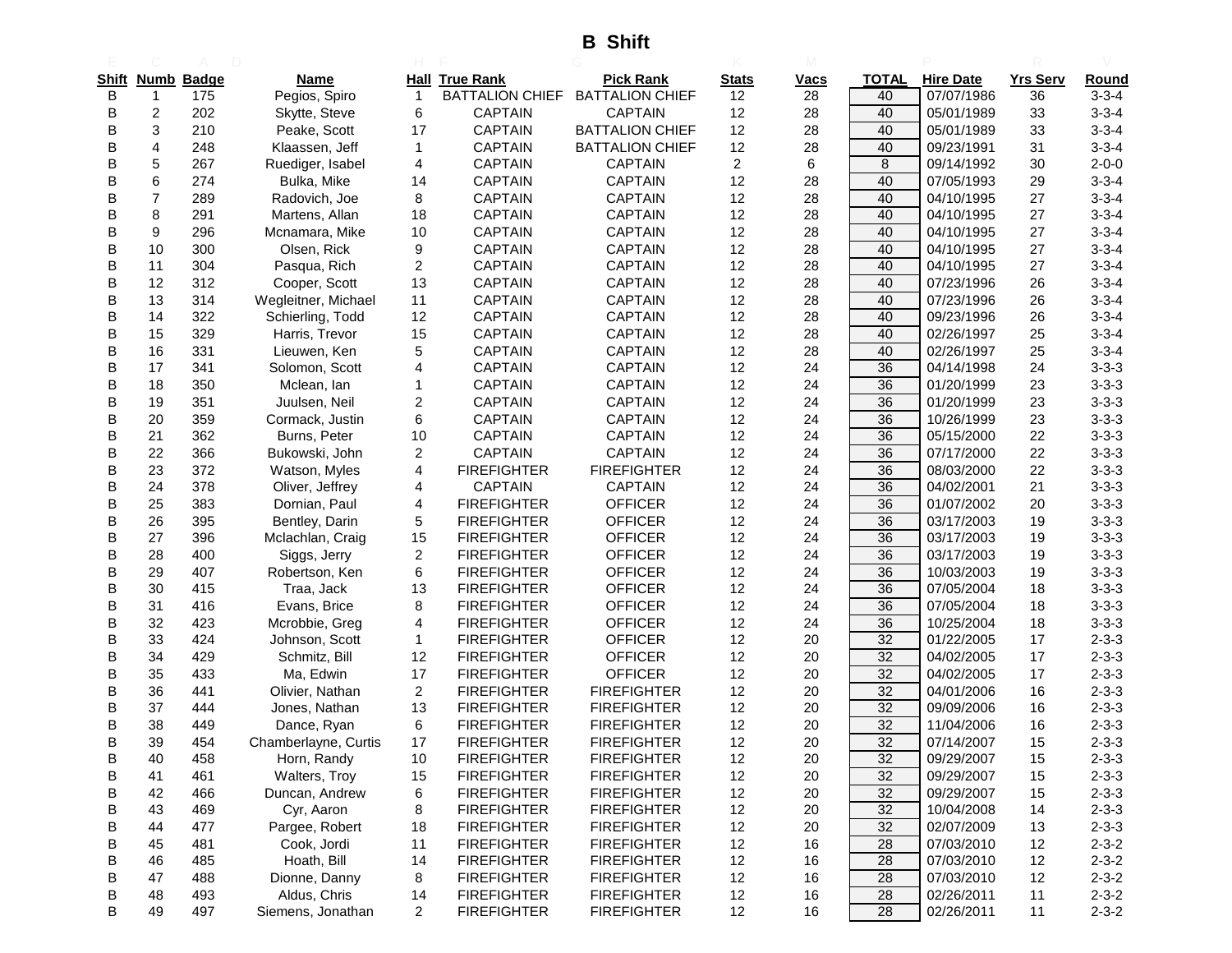# B Shift

| Shift | Numb | Badge | Name | Hall | True Rank | Pick Rank | Stats | Vacs | TOTAL | Hire Date | Yrs Serv | Round |
|---|---|---|---|---|---|---|---|---|---|---|---|---|
| B | 1 | 175 | Pegios, Spiro | 1 | BATTALION CHIEF | BATTALION CHIEF | 12 | 28 | 40 | 07/07/1986 | 36 | 3-3-4 |
| B | 2 | 202 | Skytte, Steve | 6 | CAPTAIN | CAPTAIN | 12 | 28 | 40 | 05/01/1989 | 33 | 3-3-4 |
| B | 3 | 210 | Peake, Scott | 17 | CAPTAIN | BATTALION CHIEF | 12 | 28 | 40 | 05/01/1989 | 33 | 3-3-4 |
| B | 4 | 248 | Klaassen, Jeff | 1 | CAPTAIN | BATTALION CHIEF | 12 | 28 | 40 | 09/23/1991 | 31 | 3-3-4 |
| B | 5 | 267 | Ruediger, Isabel | 4 | CAPTAIN | CAPTAIN | 2 | 6 | 8 | 09/14/1992 | 30 | 2-0-0 |
| B | 6 | 274 | Bulka, Mike | 14 | CAPTAIN | CAPTAIN | 12 | 28 | 40 | 07/05/1993 | 29 | 3-3-4 |
| B | 7 | 289 | Radovich, Joe | 8 | CAPTAIN | CAPTAIN | 12 | 28 | 40 | 04/10/1995 | 27 | 3-3-4 |
| B | 8 | 291 | Martens, Allan | 18 | CAPTAIN | CAPTAIN | 12 | 28 | 40 | 04/10/1995 | 27 | 3-3-4 |
| B | 9 | 296 | Mcnamara, Mike | 10 | CAPTAIN | CAPTAIN | 12 | 28 | 40 | 04/10/1995 | 27 | 3-3-4 |
| B | 10 | 300 | Olsen, Rick | 9 | CAPTAIN | CAPTAIN | 12 | 28 | 40 | 04/10/1995 | 27 | 3-3-4 |
| B | 11 | 304 | Pasqua, Rich | 2 | CAPTAIN | CAPTAIN | 12 | 28 | 40 | 04/10/1995 | 27 | 3-3-4 |
| B | 12 | 312 | Cooper, Scott | 13 | CAPTAIN | CAPTAIN | 12 | 28 | 40 | 07/23/1996 | 26 | 3-3-4 |
| B | 13 | 314 | Wegleitner, Michael | 11 | CAPTAIN | CAPTAIN | 12 | 28 | 40 | 07/23/1996 | 26 | 3-3-4 |
| B | 14 | 322 | Schierling, Todd | 12 | CAPTAIN | CAPTAIN | 12 | 28 | 40 | 09/23/1996 | 26 | 3-3-4 |
| B | 15 | 329 | Harris, Trevor | 15 | CAPTAIN | CAPTAIN | 12 | 28 | 40 | 02/26/1997 | 25 | 3-3-4 |
| B | 16 | 331 | Lieuwen, Ken | 5 | CAPTAIN | CAPTAIN | 12 | 28 | 40 | 02/26/1997 | 25 | 3-3-4 |
| B | 17 | 341 | Solomon, Scott | 4 | CAPTAIN | CAPTAIN | 12 | 24 | 36 | 04/14/1998 | 24 | 3-3-3 |
| B | 18 | 350 | Mclean, Ian | 1 | CAPTAIN | CAPTAIN | 12 | 24 | 36 | 01/20/1999 | 23 | 3-3-3 |
| B | 19 | 351 | Juulsen, Neil | 2 | CAPTAIN | CAPTAIN | 12 | 24 | 36 | 01/20/1999 | 23 | 3-3-3 |
| B | 20 | 359 | Cormack, Justin | 6 | CAPTAIN | CAPTAIN | 12 | 24 | 36 | 10/26/1999 | 23 | 3-3-3 |
| B | 21 | 362 | Burns, Peter | 10 | CAPTAIN | CAPTAIN | 12 | 24 | 36 | 05/15/2000 | 22 | 3-3-3 |
| B | 22 | 366 | Bukowski, John | 2 | CAPTAIN | CAPTAIN | 12 | 24 | 36 | 07/17/2000 | 22 | 3-3-3 |
| B | 23 | 372 | Watson, Myles | 4 | FIREFIGHTER | FIREFIGHTER | 12 | 24 | 36 | 08/03/2000 | 22 | 3-3-3 |
| B | 24 | 378 | Oliver, Jeffrey | 4 | CAPTAIN | CAPTAIN | 12 | 24 | 36 | 04/02/2001 | 21 | 3-3-3 |
| B | 25 | 383 | Dornian, Paul | 4 | FIREFIGHTER | OFFICER | 12 | 24 | 36 | 01/07/2002 | 20 | 3-3-3 |
| B | 26 | 395 | Bentley, Darin | 5 | FIREFIGHTER | OFFICER | 12 | 24 | 36 | 03/17/2003 | 19 | 3-3-3 |
| B | 27 | 396 | Mclachlan, Craig | 15 | FIREFIGHTER | OFFICER | 12 | 24 | 36 | 03/17/2003 | 19 | 3-3-3 |
| B | 28 | 400 | Siggs, Jerry | 2 | FIREFIGHTER | OFFICER | 12 | 24 | 36 | 03/17/2003 | 19 | 3-3-3 |
| B | 29 | 407 | Robertson, Ken | 6 | FIREFIGHTER | OFFICER | 12 | 24 | 36 | 10/03/2003 | 19 | 3-3-3 |
| B | 30 | 415 | Traa, Jack | 13 | FIREFIGHTER | OFFICER | 12 | 24 | 36 | 07/05/2004 | 18 | 3-3-3 |
| B | 31 | 416 | Evans, Brice | 8 | FIREFIGHTER | OFFICER | 12 | 24 | 36 | 07/05/2004 | 18 | 3-3-3 |
| B | 32 | 423 | Mcrobbie, Greg | 4 | FIREFIGHTER | OFFICER | 12 | 24 | 36 | 10/25/2004 | 18 | 3-3-3 |
| B | 33 | 424 | Johnson, Scott | 1 | FIREFIGHTER | OFFICER | 12 | 20 | 32 | 01/22/2005 | 17 | 2-3-3 |
| B | 34 | 429 | Schmitz, Bill | 12 | FIREFIGHTER | OFFICER | 12 | 20 | 32 | 04/02/2005 | 17 | 2-3-3 |
| B | 35 | 433 | Ma, Edwin | 17 | FIREFIGHTER | OFFICER | 12 | 20 | 32 | 04/02/2005 | 17 | 2-3-3 |
| B | 36 | 441 | Olivier, Nathan | 2 | FIREFIGHTER | FIREFIGHTER | 12 | 20 | 32 | 04/01/2006 | 16 | 2-3-3 |
| B | 37 | 444 | Jones, Nathan | 13 | FIREFIGHTER | FIREFIGHTER | 12 | 20 | 32 | 09/09/2006 | 16 | 2-3-3 |
| B | 38 | 449 | Dance, Ryan | 6 | FIREFIGHTER | FIREFIGHTER | 12 | 20 | 32 | 11/04/2006 | 16 | 2-3-3 |
| B | 39 | 454 | Chamberlayne, Curtis | 17 | FIREFIGHTER | FIREFIGHTER | 12 | 20 | 32 | 07/14/2007 | 15 | 2-3-3 |
| B | 40 | 458 | Horn, Randy | 10 | FIREFIGHTER | FIREFIGHTER | 12 | 20 | 32 | 09/29/2007 | 15 | 2-3-3 |
| B | 41 | 461 | Walters, Troy | 15 | FIREFIGHTER | FIREFIGHTER | 12 | 20 | 32 | 09/29/2007 | 15 | 2-3-3 |
| B | 42 | 466 | Duncan, Andrew | 6 | FIREFIGHTER | FIREFIGHTER | 12 | 20 | 32 | 09/29/2007 | 15 | 2-3-3 |
| B | 43 | 469 | Cyr, Aaron | 8 | FIREFIGHTER | FIREFIGHTER | 12 | 20 | 32 | 10/04/2008 | 14 | 2-3-3 |
| B | 44 | 477 | Pargee, Robert | 18 | FIREFIGHTER | FIREFIGHTER | 12 | 20 | 32 | 02/07/2009 | 13 | 2-3-3 |
| B | 45 | 481 | Cook, Jordi | 11 | FIREFIGHTER | FIREFIGHTER | 12 | 16 | 28 | 07/03/2010 | 12 | 2-3-2 |
| B | 46 | 485 | Hoath, Bill | 14 | FIREFIGHTER | FIREFIGHTER | 12 | 16 | 28 | 07/03/2010 | 12 | 2-3-2 |
| B | 47 | 488 | Dionne, Danny | 8 | FIREFIGHTER | FIREFIGHTER | 12 | 16 | 28 | 07/03/2010 | 12 | 2-3-2 |
| B | 48 | 493 | Aldus, Chris | 14 | FIREFIGHTER | FIREFIGHTER | 12 | 16 | 28 | 02/26/2011 | 11 | 2-3-2 |
| B | 49 | 497 | Siemens, Jonathan | 2 | FIREFIGHTER | FIREFIGHTER | 12 | 16 | 28 | 02/26/2011 | 11 | 2-3-2 |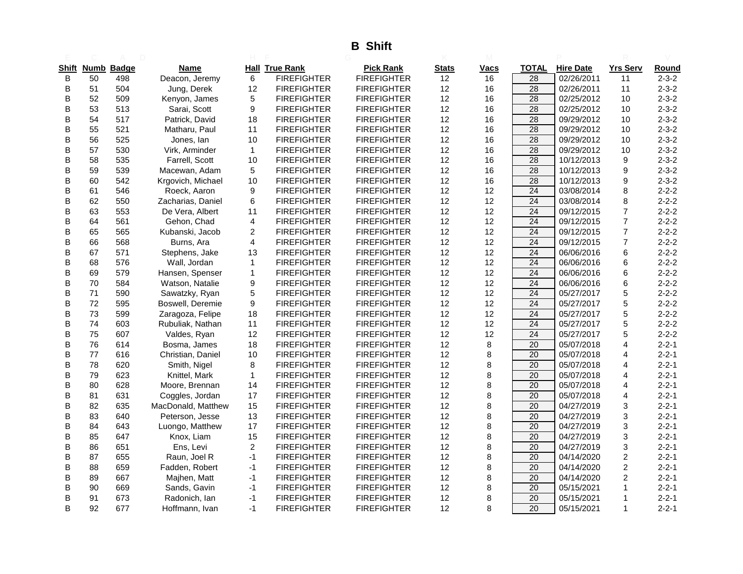# B Shift

| Shift | Numb | Badge | Name | Hall | True Rank | Pick Rank | Stats | Vacs | TOTAL | Hire Date | Yrs Serv | Round |
|---|---|---|---|---|---|---|---|---|---|---|---|---|
| B | 50 | 498 | Deacon, Jeremy | 6 | FIREFIGHTER | FIREFIGHTER | 12 | 16 | 28 | 02/26/2011 | 11 | 2-3-2 |
| B | 51 | 504 | Jung, Derek | 12 | FIREFIGHTER | FIREFIGHTER | 12 | 16 | 28 | 02/26/2011 | 11 | 2-3-2 |
| B | 52 | 509 | Kenyon, James | 5 | FIREFIGHTER | FIREFIGHTER | 12 | 16 | 28 | 02/25/2012 | 10 | 2-3-2 |
| B | 53 | 513 | Sarai, Scott | 9 | FIREFIGHTER | FIREFIGHTER | 12 | 16 | 28 | 02/25/2012 | 10 | 2-3-2 |
| B | 54 | 517 | Patrick, David | 18 | FIREFIGHTER | FIREFIGHTER | 12 | 16 | 28 | 09/29/2012 | 10 | 2-3-2 |
| B | 55 | 521 | Matharu, Paul | 11 | FIREFIGHTER | FIREFIGHTER | 12 | 16 | 28 | 09/29/2012 | 10 | 2-3-2 |
| B | 56 | 525 | Jones, Ian | 10 | FIREFIGHTER | FIREFIGHTER | 12 | 16 | 28 | 09/29/2012 | 10 | 2-3-2 |
| B | 57 | 530 | Virk, Arminder | 1 | FIREFIGHTER | FIREFIGHTER | 12 | 16 | 28 | 09/29/2012 | 10 | 2-3-2 |
| B | 58 | 535 | Farrell, Scott | 10 | FIREFIGHTER | FIREFIGHTER | 12 | 16 | 28 | 10/12/2013 | 9 | 2-3-2 |
| B | 59 | 539 | Macewan, Adam | 5 | FIREFIGHTER | FIREFIGHTER | 12 | 16 | 28 | 10/12/2013 | 9 | 2-3-2 |
| B | 60 | 542 | Krgovich, Michael | 10 | FIREFIGHTER | FIREFIGHTER | 12 | 16 | 28 | 10/12/2013 | 9 | 2-3-2 |
| B | 61 | 546 | Roeck, Aaron | 9 | FIREFIGHTER | FIREFIGHTER | 12 | 12 | 24 | 03/08/2014 | 8 | 2-2-2 |
| B | 62 | 550 | Zacharias, Daniel | 6 | FIREFIGHTER | FIREFIGHTER | 12 | 12 | 24 | 03/08/2014 | 8 | 2-2-2 |
| B | 63 | 553 | De Vera, Albert | 11 | FIREFIGHTER | FIREFIGHTER | 12 | 12 | 24 | 09/12/2015 | 7 | 2-2-2 |
| B | 64 | 561 | Gehon, Chad | 4 | FIREFIGHTER | FIREFIGHTER | 12 | 12 | 24 | 09/12/2015 | 7 | 2-2-2 |
| B | 65 | 565 | Kubanski, Jacob | 2 | FIREFIGHTER | FIREFIGHTER | 12 | 12 | 24 | 09/12/2015 | 7 | 2-2-2 |
| B | 66 | 568 | Burns, Ara | 4 | FIREFIGHTER | FIREFIGHTER | 12 | 12 | 24 | 09/12/2015 | 7 | 2-2-2 |
| B | 67 | 571 | Stephens, Jake | 13 | FIREFIGHTER | FIREFIGHTER | 12 | 12 | 24 | 06/06/2016 | 6 | 2-2-2 |
| B | 68 | 576 | Wall, Jordan | 1 | FIREFIGHTER | FIREFIGHTER | 12 | 12 | 24 | 06/06/2016 | 6 | 2-2-2 |
| B | 69 | 579 | Hansen, Spenser | 1 | FIREFIGHTER | FIREFIGHTER | 12 | 12 | 24 | 06/06/2016 | 6 | 2-2-2 |
| B | 70 | 584 | Watson, Natalie | 9 | FIREFIGHTER | FIREFIGHTER | 12 | 12 | 24 | 06/06/2016 | 6 | 2-2-2 |
| B | 71 | 590 | Sawatzky, Ryan | 5 | FIREFIGHTER | FIREFIGHTER | 12 | 12 | 24 | 05/27/2017 | 5 | 2-2-2 |
| B | 72 | 595 | Boswell, Deremie | 9 | FIREFIGHTER | FIREFIGHTER | 12 | 12 | 24 | 05/27/2017 | 5 | 2-2-2 |
| B | 73 | 599 | Zaragoza, Felipe | 18 | FIREFIGHTER | FIREFIGHTER | 12 | 12 | 24 | 05/27/2017 | 5 | 2-2-2 |
| B | 74 | 603 | Rubuliak, Nathan | 11 | FIREFIGHTER | FIREFIGHTER | 12 | 12 | 24 | 05/27/2017 | 5 | 2-2-2 |
| B | 75 | 607 | Valdes, Ryan | 12 | FIREFIGHTER | FIREFIGHTER | 12 | 12 | 24 | 05/27/2017 | 5 | 2-2-2 |
| B | 76 | 614 | Bosma, James | 18 | FIREFIGHTER | FIREFIGHTER | 12 | 8 | 20 | 05/07/2018 | 4 | 2-2-1 |
| B | 77 | 616 | Christian, Daniel | 10 | FIREFIGHTER | FIREFIGHTER | 12 | 8 | 20 | 05/07/2018 | 4 | 2-2-1 |
| B | 78 | 620 | Smith, Nigel | 8 | FIREFIGHTER | FIREFIGHTER | 12 | 8 | 20 | 05/07/2018 | 4 | 2-2-1 |
| B | 79 | 623 | Knittel, Mark | 1 | FIREFIGHTER | FIREFIGHTER | 12 | 8 | 20 | 05/07/2018 | 4 | 2-2-1 |
| B | 80 | 628 | Moore, Brennan | 14 | FIREFIGHTER | FIREFIGHTER | 12 | 8 | 20 | 05/07/2018 | 4 | 2-2-1 |
| B | 81 | 631 | Coggles, Jordan | 17 | FIREFIGHTER | FIREFIGHTER | 12 | 8 | 20 | 05/07/2018 | 4 | 2-2-1 |
| B | 82 | 635 | MacDonald, Matthew | 15 | FIREFIGHTER | FIREFIGHTER | 12 | 8 | 20 | 04/27/2019 | 3 | 2-2-1 |
| B | 83 | 640 | Peterson, Jesse | 13 | FIREFIGHTER | FIREFIGHTER | 12 | 8 | 20 | 04/27/2019 | 3 | 2-2-1 |
| B | 84 | 643 | Luongo, Matthew | 17 | FIREFIGHTER | FIREFIGHTER | 12 | 8 | 20 | 04/27/2019 | 3 | 2-2-1 |
| B | 85 | 647 | Knox, Liam | 15 | FIREFIGHTER | FIREFIGHTER | 12 | 8 | 20 | 04/27/2019 | 3 | 2-2-1 |
| B | 86 | 651 | Ens, Levi | 2 | FIREFIGHTER | FIREFIGHTER | 12 | 8 | 20 | 04/27/2019 | 3 | 2-2-1 |
| B | 87 | 655 | Raun, Joel R | -1 | FIREFIGHTER | FIREFIGHTER | 12 | 8 | 20 | 04/14/2020 | 2 | 2-2-1 |
| B | 88 | 659 | Fadden, Robert | -1 | FIREFIGHTER | FIREFIGHTER | 12 | 8 | 20 | 04/14/2020 | 2 | 2-2-1 |
| B | 89 | 667 | Majhen, Matt | -1 | FIREFIGHTER | FIREFIGHTER | 12 | 8 | 20 | 04/14/2020 | 2 | 2-2-1 |
| B | 90 | 669 | Sands, Gavin | -1 | FIREFIGHTER | FIREFIGHTER | 12 | 8 | 20 | 05/15/2021 | 1 | 2-2-1 |
| B | 91 | 673 | Radonich, Ian | -1 | FIREFIGHTER | FIREFIGHTER | 12 | 8 | 20 | 05/15/2021 | 1 | 2-2-1 |
| B | 92 | 677 | Hoffmann, Ivan | -1 | FIREFIGHTER | FIREFIGHTER | 12 | 8 | 20 | 05/15/2021 | 1 | 2-2-1 |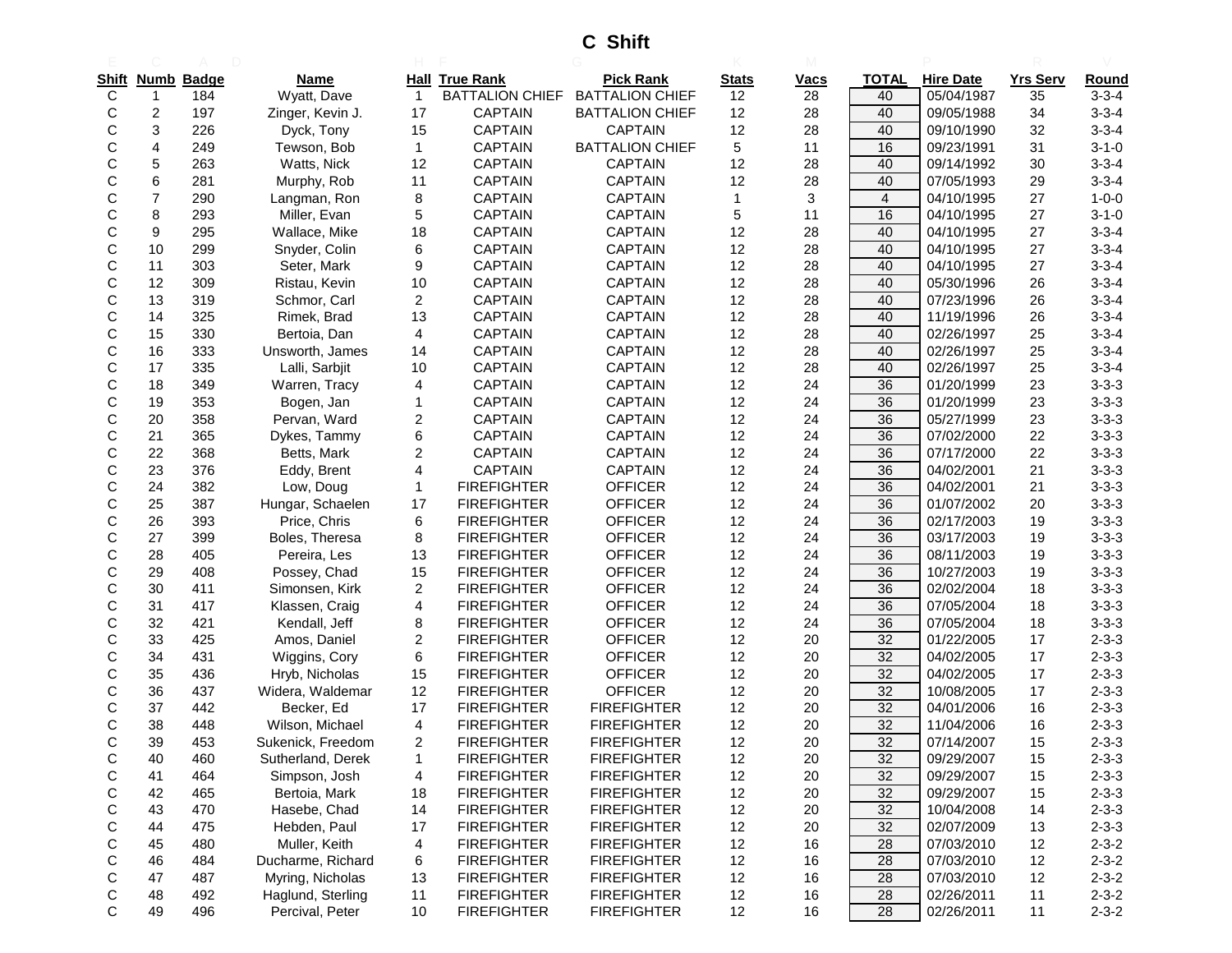# C Shift

| Shift | Numb | Badge | Name | Hall | True Rank | Pick Rank | Stats | Vacs | TOTAL | Hire Date | Yrs Serv | Round |
|---|---|---|---|---|---|---|---|---|---|---|---|---|
| C | 1 | 184 | Wyatt, Dave | 1 | BATTALION CHIEF | BATTALION CHIEF | 12 | 28 | 40 | 05/04/1987 | 35 | 3-3-4 |
| C | 2 | 197 | Zinger, Kevin J. | 17 | CAPTAIN | BATTALION CHIEF | 12 | 28 | 40 | 09/05/1988 | 34 | 3-3-4 |
| C | 3 | 226 | Dyck, Tony | 15 | CAPTAIN | CAPTAIN | 12 | 28 | 40 | 09/10/1990 | 32 | 3-3-4 |
| C | 4 | 249 | Tewson, Bob | 1 | CAPTAIN | BATTALION CHIEF | 5 | 11 | 16 | 09/23/1991 | 31 | 3-1-0 |
| C | 5 | 263 | Watts, Nick | 12 | CAPTAIN | CAPTAIN | 12 | 28 | 40 | 09/14/1992 | 30 | 3-3-4 |
| C | 6 | 281 | Murphy, Rob | 11 | CAPTAIN | CAPTAIN | 12 | 28 | 40 | 07/05/1993 | 29 | 3-3-4 |
| C | 7 | 290 | Langman, Ron | 8 | CAPTAIN | CAPTAIN | 1 | 3 | 4 | 04/10/1995 | 27 | 1-0-0 |
| C | 8 | 293 | Miller, Evan | 5 | CAPTAIN | CAPTAIN | 5 | 11 | 16 | 04/10/1995 | 27 | 3-1-0 |
| C | 9 | 295 | Wallace, Mike | 18 | CAPTAIN | CAPTAIN | 12 | 28 | 40 | 04/10/1995 | 27 | 3-3-4 |
| C | 10 | 299 | Snyder, Colin | 6 | CAPTAIN | CAPTAIN | 12 | 28 | 40 | 04/10/1995 | 27 | 3-3-4 |
| C | 11 | 303 | Seter, Mark | 9 | CAPTAIN | CAPTAIN | 12 | 28 | 40 | 04/10/1995 | 27 | 3-3-4 |
| C | 12 | 309 | Ristau, Kevin | 10 | CAPTAIN | CAPTAIN | 12 | 28 | 40 | 05/30/1996 | 26 | 3-3-4 |
| C | 13 | 319 | Schmor, Carl | 2 | CAPTAIN | CAPTAIN | 12 | 28 | 40 | 07/23/1996 | 26 | 3-3-4 |
| C | 14 | 325 | Rimek, Brad | 13 | CAPTAIN | CAPTAIN | 12 | 28 | 40 | 11/19/1996 | 26 | 3-3-4 |
| C | 15 | 330 | Bertoia, Dan | 4 | CAPTAIN | CAPTAIN | 12 | 28 | 40 | 02/26/1997 | 25 | 3-3-4 |
| C | 16 | 333 | Unsworth, James | 14 | CAPTAIN | CAPTAIN | 12 | 28 | 40 | 02/26/1997 | 25 | 3-3-4 |
| C | 17 | 335 | Lalli, Sarbjit | 10 | CAPTAIN | CAPTAIN | 12 | 28 | 40 | 02/26/1997 | 25 | 3-3-4 |
| C | 18 | 349 | Warren, Tracy | 4 | CAPTAIN | CAPTAIN | 12 | 24 | 36 | 01/20/1999 | 23 | 3-3-3 |
| C | 19 | 353 | Bogen, Jan | 1 | CAPTAIN | CAPTAIN | 12 | 24 | 36 | 01/20/1999 | 23 | 3-3-3 |
| C | 20 | 358 | Pervan, Ward | 2 | CAPTAIN | CAPTAIN | 12 | 24 | 36 | 05/27/1999 | 23 | 3-3-3 |
| C | 21 | 365 | Dykes, Tammy | 6 | CAPTAIN | CAPTAIN | 12 | 24 | 36 | 07/02/2000 | 22 | 3-3-3 |
| C | 22 | 368 | Betts, Mark | 2 | CAPTAIN | CAPTAIN | 12 | 24 | 36 | 07/17/2000 | 22 | 3-3-3 |
| C | 23 | 376 | Eddy, Brent | 4 | CAPTAIN | CAPTAIN | 12 | 24 | 36 | 04/02/2001 | 21 | 3-3-3 |
| C | 24 | 382 | Low, Doug | 1 | FIREFIGHTER | OFFICER | 12 | 24 | 36 | 04/02/2001 | 21 | 3-3-3 |
| C | 25 | 387 | Hungar, Schaelen | 17 | FIREFIGHTER | OFFICER | 12 | 24 | 36 | 01/07/2002 | 20 | 3-3-3 |
| C | 26 | 393 | Price, Chris | 6 | FIREFIGHTER | OFFICER | 12 | 24 | 36 | 02/17/2003 | 19 | 3-3-3 |
| C | 27 | 399 | Boles, Theresa | 8 | FIREFIGHTER | OFFICER | 12 | 24 | 36 | 03/17/2003 | 19 | 3-3-3 |
| C | 28 | 405 | Pereira, Les | 13 | FIREFIGHTER | OFFICER | 12 | 24 | 36 | 08/11/2003 | 19 | 3-3-3 |
| C | 29 | 408 | Possey, Chad | 15 | FIREFIGHTER | OFFICER | 12 | 24 | 36 | 10/27/2003 | 19 | 3-3-3 |
| C | 30 | 411 | Simonsen, Kirk | 2 | FIREFIGHTER | OFFICER | 12 | 24 | 36 | 02/02/2004 | 18 | 3-3-3 |
| C | 31 | 417 | Klassen, Craig | 4 | FIREFIGHTER | OFFICER | 12 | 24 | 36 | 07/05/2004 | 18 | 3-3-3 |
| C | 32 | 421 | Kendall, Jeff | 8 | FIREFIGHTER | OFFICER | 12 | 24 | 36 | 07/05/2004 | 18 | 3-3-3 |
| C | 33 | 425 | Amos, Daniel | 2 | FIREFIGHTER | OFFICER | 12 | 20 | 32 | 01/22/2005 | 17 | 2-3-3 |
| C | 34 | 431 | Wiggins, Cory | 6 | FIREFIGHTER | OFFICER | 12 | 20 | 32 | 04/02/2005 | 17 | 2-3-3 |
| C | 35 | 436 | Hryb, Nicholas | 15 | FIREFIGHTER | OFFICER | 12 | 20 | 32 | 04/02/2005 | 17 | 2-3-3 |
| C | 36 | 437 | Widera, Waldemar | 12 | FIREFIGHTER | OFFICER | 12 | 20 | 32 | 10/08/2005 | 17 | 2-3-3 |
| C | 37 | 442 | Becker, Ed | 17 | FIREFIGHTER | FIREFIGHTER | 12 | 20 | 32 | 04/01/2006 | 16 | 2-3-3 |
| C | 38 | 448 | Wilson, Michael | 4 | FIREFIGHTER | FIREFIGHTER | 12 | 20 | 32 | 11/04/2006 | 16 | 2-3-3 |
| C | 39 | 453 | Sukenick, Freedom | 2 | FIREFIGHTER | FIREFIGHTER | 12 | 20 | 32 | 07/14/2007 | 15 | 2-3-3 |
| C | 40 | 460 | Sutherland, Derek | 1 | FIREFIGHTER | FIREFIGHTER | 12 | 20 | 32 | 09/29/2007 | 15 | 2-3-3 |
| C | 41 | 464 | Simpson, Josh | 4 | FIREFIGHTER | FIREFIGHTER | 12 | 20 | 32 | 09/29/2007 | 15 | 2-3-3 |
| C | 42 | 465 | Bertoia, Mark | 18 | FIREFIGHTER | FIREFIGHTER | 12 | 20 | 32 | 09/29/2007 | 15 | 2-3-3 |
| C | 43 | 470 | Hasebe, Chad | 14 | FIREFIGHTER | FIREFIGHTER | 12 | 20 | 32 | 10/04/2008 | 14 | 2-3-3 |
| C | 44 | 475 | Hebden, Paul | 17 | FIREFIGHTER | FIREFIGHTER | 12 | 20 | 32 | 02/07/2009 | 13 | 2-3-3 |
| C | 45 | 480 | Muller, Keith | 4 | FIREFIGHTER | FIREFIGHTER | 12 | 16 | 28 | 07/03/2010 | 12 | 2-3-2 |
| C | 46 | 484 | Ducharme, Richard | 6 | FIREFIGHTER | FIREFIGHTER | 12 | 16 | 28 | 07/03/2010 | 12 | 2-3-2 |
| C | 47 | 487 | Myring, Nicholas | 13 | FIREFIGHTER | FIREFIGHTER | 12 | 16 | 28 | 07/03/2010 | 12 | 2-3-2 |
| C | 48 | 492 | Haglund, Sterling | 11 | FIREFIGHTER | FIREFIGHTER | 12 | 16 | 28 | 02/26/2011 | 11 | 2-3-2 |
| C | 49 | 496 | Percival, Peter | 10 | FIREFIGHTER | FIREFIGHTER | 12 | 16 | 28 | 02/26/2011 | 11 | 2-3-2 |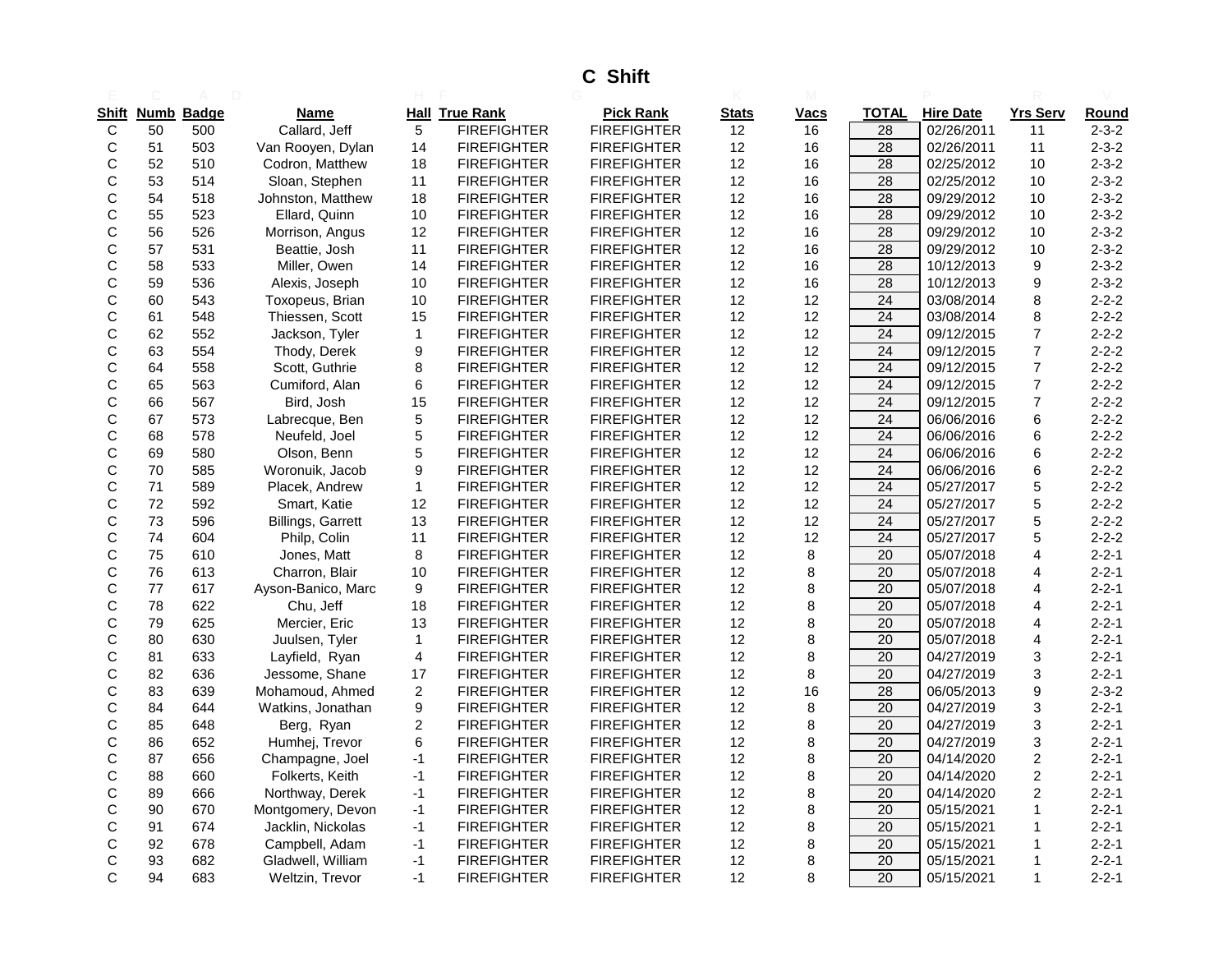# C Shift

| Shift | Numb | Badge | Name | Hall | True Rank | Pick Rank | Stats | Vacs | TOTAL | Hire Date | Yrs Serv | Round |
|---|---|---|---|---|---|---|---|---|---|---|---|---|
| C | 50 | 500 | Callard, Jeff | 5 | FIREFIGHTER | FIREFIGHTER | 12 | 16 | 28 | 02/26/2011 | 11 | 2-3-2 |
| C | 51 | 503 | Van Rooyen, Dylan | 14 | FIREFIGHTER | FIREFIGHTER | 12 | 16 | 28 | 02/26/2011 | 11 | 2-3-2 |
| C | 52 | 510 | Codron, Matthew | 18 | FIREFIGHTER | FIREFIGHTER | 12 | 16 | 28 | 02/25/2012 | 10 | 2-3-2 |
| C | 53 | 514 | Sloan, Stephen | 11 | FIREFIGHTER | FIREFIGHTER | 12 | 16 | 28 | 02/25/2012 | 10 | 2-3-2 |
| C | 54 | 518 | Johnston, Matthew | 18 | FIREFIGHTER | FIREFIGHTER | 12 | 16 | 28 | 09/29/2012 | 10 | 2-3-2 |
| C | 55 | 523 | Ellard, Quinn | 10 | FIREFIGHTER | FIREFIGHTER | 12 | 16 | 28 | 09/29/2012 | 10 | 2-3-2 |
| C | 56 | 526 | Morrison, Angus | 12 | FIREFIGHTER | FIREFIGHTER | 12 | 16 | 28 | 09/29/2012 | 10 | 2-3-2 |
| C | 57 | 531 | Beattie, Josh | 11 | FIREFIGHTER | FIREFIGHTER | 12 | 16 | 28 | 09/29/2012 | 10 | 2-3-2 |
| C | 58 | 533 | Miller, Owen | 14 | FIREFIGHTER | FIREFIGHTER | 12 | 16 | 28 | 10/12/2013 | 9 | 2-3-2 |
| C | 59 | 536 | Alexis, Joseph | 10 | FIREFIGHTER | FIREFIGHTER | 12 | 16 | 28 | 10/12/2013 | 9 | 2-3-2 |
| C | 60 | 543 | Toxopeus, Brian | 10 | FIREFIGHTER | FIREFIGHTER | 12 | 12 | 24 | 03/08/2014 | 8 | 2-2-2 |
| C | 61 | 548 | Thiessen, Scott | 15 | FIREFIGHTER | FIREFIGHTER | 12 | 12 | 24 | 03/08/2014 | 8 | 2-2-2 |
| C | 62 | 552 | Jackson, Tyler | 1 | FIREFIGHTER | FIREFIGHTER | 12 | 12 | 24 | 09/12/2015 | 7 | 2-2-2 |
| C | 63 | 554 | Thody, Derek | 9 | FIREFIGHTER | FIREFIGHTER | 12 | 12 | 24 | 09/12/2015 | 7 | 2-2-2 |
| C | 64 | 558 | Scott, Guthrie | 8 | FIREFIGHTER | FIREFIGHTER | 12 | 12 | 24 | 09/12/2015 | 7 | 2-2-2 |
| C | 65 | 563 | Cumiford, Alan | 6 | FIREFIGHTER | FIREFIGHTER | 12 | 12 | 24 | 09/12/2015 | 7 | 2-2-2 |
| C | 66 | 567 | Bird, Josh | 15 | FIREFIGHTER | FIREFIGHTER | 12 | 12 | 24 | 09/12/2015 | 7 | 2-2-2 |
| C | 67 | 573 | Labrecque, Ben | 5 | FIREFIGHTER | FIREFIGHTER | 12 | 12 | 24 | 06/06/2016 | 6 | 2-2-2 |
| C | 68 | 578 | Neufeld, Joel | 5 | FIREFIGHTER | FIREFIGHTER | 12 | 12 | 24 | 06/06/2016 | 6 | 2-2-2 |
| C | 69 | 580 | Olson, Benn | 5 | FIREFIGHTER | FIREFIGHTER | 12 | 12 | 24 | 06/06/2016 | 6 | 2-2-2 |
| C | 70 | 585 | Woronuik, Jacob | 9 | FIREFIGHTER | FIREFIGHTER | 12 | 12 | 24 | 06/06/2016 | 6 | 2-2-2 |
| C | 71 | 589 | Placek, Andrew | 1 | FIREFIGHTER | FIREFIGHTER | 12 | 12 | 24 | 05/27/2017 | 5 | 2-2-2 |
| C | 72 | 592 | Smart, Katie | 12 | FIREFIGHTER | FIREFIGHTER | 12 | 12 | 24 | 05/27/2017 | 5 | 2-2-2 |
| C | 73 | 596 | Billings, Garrett | 13 | FIREFIGHTER | FIREFIGHTER | 12 | 12 | 24 | 05/27/2017 | 5 | 2-2-2 |
| C | 74 | 604 | Philp, Colin | 11 | FIREFIGHTER | FIREFIGHTER | 12 | 12 | 24 | 05/27/2017 | 5 | 2-2-2 |
| C | 75 | 610 | Jones, Matt | 8 | FIREFIGHTER | FIREFIGHTER | 12 | 8 | 20 | 05/07/2018 | 4 | 2-2-1 |
| C | 76 | 613 | Charron, Blair | 10 | FIREFIGHTER | FIREFIGHTER | 12 | 8 | 20 | 05/07/2018 | 4 | 2-2-1 |
| C | 77 | 617 | Ayson-Banico, Marc | 9 | FIREFIGHTER | FIREFIGHTER | 12 | 8 | 20 | 05/07/2018 | 4 | 2-2-1 |
| C | 78 | 622 | Chu, Jeff | 18 | FIREFIGHTER | FIREFIGHTER | 12 | 8 | 20 | 05/07/2018 | 4 | 2-2-1 |
| C | 79 | 625 | Mercier, Eric | 13 | FIREFIGHTER | FIREFIGHTER | 12 | 8 | 20 | 05/07/2018 | 4 | 2-2-1 |
| C | 80 | 630 | Juulsen, Tyler | 1 | FIREFIGHTER | FIREFIGHTER | 12 | 8 | 20 | 05/07/2018 | 4 | 2-2-1 |
| C | 81 | 633 | Layfield, Ryan | 4 | FIREFIGHTER | FIREFIGHTER | 12 | 8 | 20 | 04/27/2019 | 3 | 2-2-1 |
| C | 82 | 636 | Jessome, Shane | 17 | FIREFIGHTER | FIREFIGHTER | 12 | 8 | 20 | 04/27/2019 | 3 | 2-2-1 |
| C | 83 | 639 | Mohamoud, Ahmed | 2 | FIREFIGHTER | FIREFIGHTER | 12 | 16 | 28 | 06/05/2013 | 9 | 2-3-2 |
| C | 84 | 644 | Watkins, Jonathan | 9 | FIREFIGHTER | FIREFIGHTER | 12 | 8 | 20 | 04/27/2019 | 3 | 2-2-1 |
| C | 85 | 648 | Berg, Ryan | 2 | FIREFIGHTER | FIREFIGHTER | 12 | 8 | 20 | 04/27/2019 | 3 | 2-2-1 |
| C | 86 | 652 | Humhej, Trevor | 6 | FIREFIGHTER | FIREFIGHTER | 12 | 8 | 20 | 04/27/2019 | 3 | 2-2-1 |
| C | 87 | 656 | Champagne, Joel | -1 | FIREFIGHTER | FIREFIGHTER | 12 | 8 | 20 | 04/14/2020 | 2 | 2-2-1 |
| C | 88 | 660 | Folkerts, Keith | -1 | FIREFIGHTER | FIREFIGHTER | 12 | 8 | 20 | 04/14/2020 | 2 | 2-2-1 |
| C | 89 | 666 | Northway, Derek | -1 | FIREFIGHTER | FIREFIGHTER | 12 | 8 | 20 | 04/14/2020 | 2 | 2-2-1 |
| C | 90 | 670 | Montgomery, Devon | -1 | FIREFIGHTER | FIREFIGHTER | 12 | 8 | 20 | 05/15/2021 | 1 | 2-2-1 |
| C | 91 | 674 | Jacklin, Nickolas | -1 | FIREFIGHTER | FIREFIGHTER | 12 | 8 | 20 | 05/15/2021 | 1 | 2-2-1 |
| C | 92 | 678 | Campbell, Adam | -1 | FIREFIGHTER | FIREFIGHTER | 12 | 8 | 20 | 05/15/2021 | 1 | 2-2-1 |
| C | 93 | 682 | Gladwell, William | -1 | FIREFIGHTER | FIREFIGHTER | 12 | 8 | 20 | 05/15/2021 | 1 | 2-2-1 |
| C | 94 | 683 | Weltzin, Trevor | -1 | FIREFIGHTER | FIREFIGHTER | 12 | 8 | 20 | 05/15/2021 | 1 | 2-2-1 |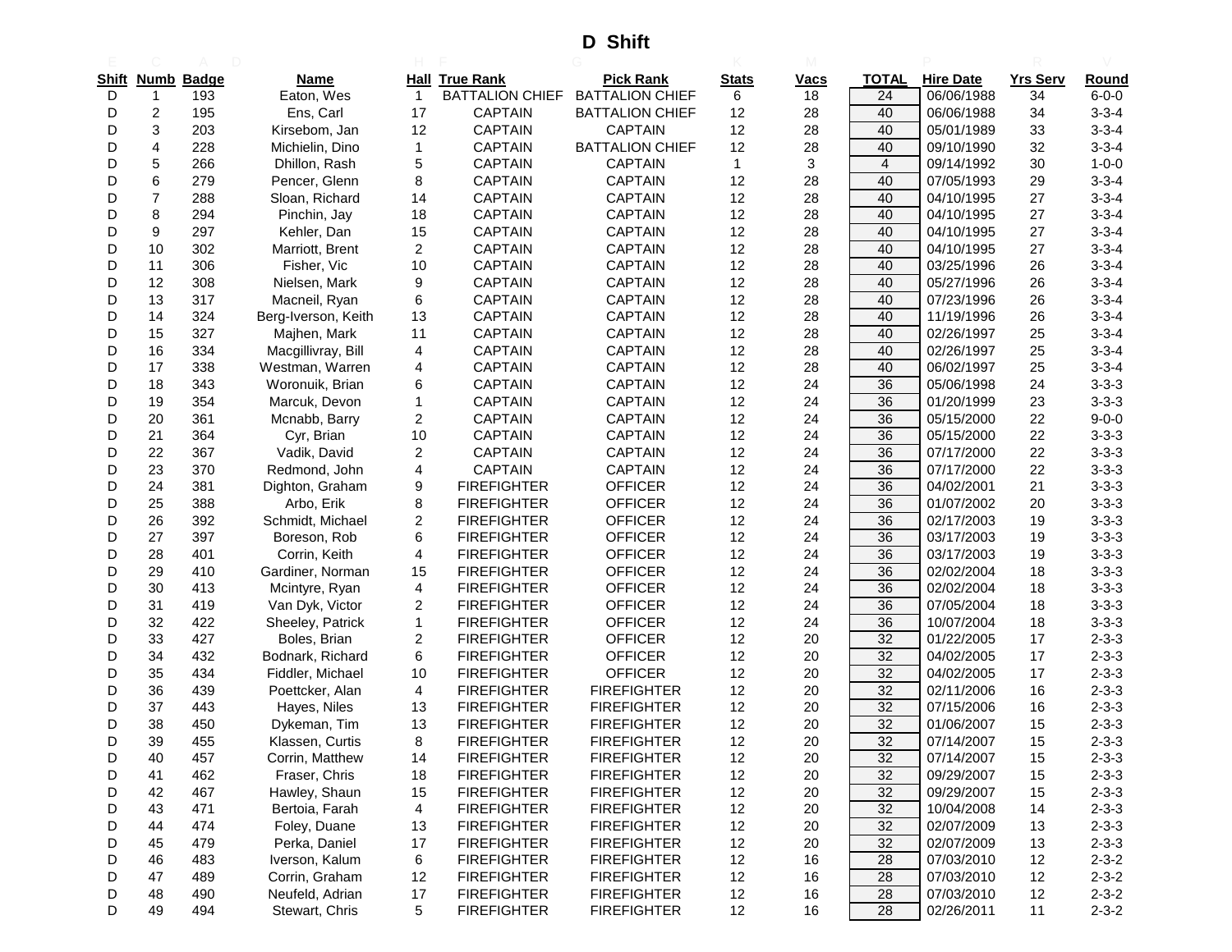# D Shift

| Shift | Numb | Badge | Name | Hall | True Rank | Pick Rank | Stats | Vacs | TOTAL | Hire Date | Yrs Serv | Round |
|---|---|---|---|---|---|---|---|---|---|---|---|---|
| D | 1 | 193 | Eaton, Wes | 1 | BATTALION CHIEF | BATTALION CHIEF | 6 | 18 | 24 | 06/06/1988 | 34 | 6-0-0 |
| D | 2 | 195 | Ens, Carl | 17 | CAPTAIN | BATTALION CHIEF | 12 | 28 | 40 | 06/06/1988 | 34 | 3-3-4 |
| D | 3 | 203 | Kirsebom, Jan | 12 | CAPTAIN | CAPTAIN | 12 | 28 | 40 | 05/01/1989 | 33 | 3-3-4 |
| D | 4 | 228 | Michielin, Dino | 1 | CAPTAIN | BATTALION CHIEF | 12 | 28 | 40 | 09/10/1990 | 32 | 3-3-4 |
| D | 5 | 266 | Dhillon, Rash | 5 | CAPTAIN | CAPTAIN | 1 | 3 | 4 | 09/14/1992 | 30 | 1-0-0 |
| D | 6 | 279 | Pencer, Glenn | 8 | CAPTAIN | CAPTAIN | 12 | 28 | 40 | 07/05/1993 | 29 | 3-3-4 |
| D | 7 | 288 | Sloan, Richard | 14 | CAPTAIN | CAPTAIN | 12 | 28 | 40 | 04/10/1995 | 27 | 3-3-4 |
| D | 8 | 294 | Pinchin, Jay | 18 | CAPTAIN | CAPTAIN | 12 | 28 | 40 | 04/10/1995 | 27 | 3-3-4 |
| D | 9 | 297 | Kehler, Dan | 15 | CAPTAIN | CAPTAIN | 12 | 28 | 40 | 04/10/1995 | 27 | 3-3-4 |
| D | 10 | 302 | Marriott, Brent | 2 | CAPTAIN | CAPTAIN | 12 | 28 | 40 | 04/10/1995 | 27 | 3-3-4 |
| D | 11 | 306 | Fisher, Vic | 10 | CAPTAIN | CAPTAIN | 12 | 28 | 40 | 03/25/1996 | 26 | 3-3-4 |
| D | 12 | 308 | Nielsen, Mark | 9 | CAPTAIN | CAPTAIN | 12 | 28 | 40 | 05/27/1996 | 26 | 3-3-4 |
| D | 13 | 317 | Macneil, Ryan | 6 | CAPTAIN | CAPTAIN | 12 | 28 | 40 | 07/23/1996 | 26 | 3-3-4 |
| D | 14 | 324 | Berg-Iverson, Keith | 13 | CAPTAIN | CAPTAIN | 12 | 28 | 40 | 11/19/1996 | 26 | 3-3-4 |
| D | 15 | 327 | Majhen, Mark | 11 | CAPTAIN | CAPTAIN | 12 | 28 | 40 | 02/26/1997 | 25 | 3-3-4 |
| D | 16 | 334 | Macgillivray, Bill | 4 | CAPTAIN | CAPTAIN | 12 | 28 | 40 | 02/26/1997 | 25 | 3-3-4 |
| D | 17 | 338 | Westman, Warren | 4 | CAPTAIN | CAPTAIN | 12 | 28 | 40 | 06/02/1997 | 25 | 3-3-4 |
| D | 18 | 343 | Woronuik, Brian | 6 | CAPTAIN | CAPTAIN | 12 | 24 | 36 | 05/06/1998 | 24 | 3-3-3 |
| D | 19 | 354 | Marcuk, Devon | 1 | CAPTAIN | CAPTAIN | 12 | 24 | 36 | 01/20/1999 | 23 | 3-3-3 |
| D | 20 | 361 | Mcnabb, Barry | 2 | CAPTAIN | CAPTAIN | 12 | 24 | 36 | 05/15/2000 | 22 | 9-0-0 |
| D | 21 | 364 | Cyr, Brian | 10 | CAPTAIN | CAPTAIN | 12 | 24 | 36 | 05/15/2000 | 22 | 3-3-3 |
| D | 22 | 367 | Vadik, David | 2 | CAPTAIN | CAPTAIN | 12 | 24 | 36 | 07/17/2000 | 22 | 3-3-3 |
| D | 23 | 370 | Redmond, John | 4 | CAPTAIN | CAPTAIN | 12 | 24 | 36 | 07/17/2000 | 22 | 3-3-3 |
| D | 24 | 381 | Dighton, Graham | 9 | FIREFIGHTER | OFFICER | 12 | 24 | 36 | 04/02/2001 | 21 | 3-3-3 |
| D | 25 | 388 | Arbo, Erik | 8 | FIREFIGHTER | OFFICER | 12 | 24 | 36 | 01/07/2002 | 20 | 3-3-3 |
| D | 26 | 392 | Schmidt, Michael | 2 | FIREFIGHTER | OFFICER | 12 | 24 | 36 | 02/17/2003 | 19 | 3-3-3 |
| D | 27 | 397 | Boreson, Rob | 6 | FIREFIGHTER | OFFICER | 12 | 24 | 36 | 03/17/2003 | 19 | 3-3-3 |
| D | 28 | 401 | Corrin, Keith | 4 | FIREFIGHTER | OFFICER | 12 | 24 | 36 | 03/17/2003 | 19 | 3-3-3 |
| D | 29 | 410 | Gardiner, Norman | 15 | FIREFIGHTER | OFFICER | 12 | 24 | 36 | 02/02/2004 | 18 | 3-3-3 |
| D | 30 | 413 | Mcintyre, Ryan | 4 | FIREFIGHTER | OFFICER | 12 | 24 | 36 | 02/02/2004 | 18 | 3-3-3 |
| D | 31 | 419 | Van Dyk, Victor | 2 | FIREFIGHTER | OFFICER | 12 | 24 | 36 | 07/05/2004 | 18 | 3-3-3 |
| D | 32 | 422 | Sheeley, Patrick | 1 | FIREFIGHTER | OFFICER | 12 | 24 | 36 | 10/07/2004 | 18 | 3-3-3 |
| D | 33 | 427 | Boles, Brian | 2 | FIREFIGHTER | OFFICER | 12 | 20 | 32 | 01/22/2005 | 17 | 2-3-3 |
| D | 34 | 432 | Bodnark, Richard | 6 | FIREFIGHTER | OFFICER | 12 | 20 | 32 | 04/02/2005 | 17 | 2-3-3 |
| D | 35 | 434 | Fiddler, Michael | 10 | FIREFIGHTER | OFFICER | 12 | 20 | 32 | 04/02/2005 | 17 | 2-3-3 |
| D | 36 | 439 | Poettcker, Alan | 4 | FIREFIGHTER | FIREFIGHTER | 12 | 20 | 32 | 02/11/2006 | 16 | 2-3-3 |
| D | 37 | 443 | Hayes, Niles | 13 | FIREFIGHTER | FIREFIGHTER | 12 | 20 | 32 | 07/15/2006 | 16 | 2-3-3 |
| D | 38 | 450 | Dykeman, Tim | 13 | FIREFIGHTER | FIREFIGHTER | 12 | 20 | 32 | 01/06/2007 | 15 | 2-3-3 |
| D | 39 | 455 | Klassen, Curtis | 8 | FIREFIGHTER | FIREFIGHTER | 12 | 20 | 32 | 07/14/2007 | 15 | 2-3-3 |
| D | 40 | 457 | Corrin, Matthew | 14 | FIREFIGHTER | FIREFIGHTER | 12 | 20 | 32 | 07/14/2007 | 15 | 2-3-3 |
| D | 41 | 462 | Fraser, Chris | 18 | FIREFIGHTER | FIREFIGHTER | 12 | 20 | 32 | 09/29/2007 | 15 | 2-3-3 |
| D | 42 | 467 | Hawley, Shaun | 15 | FIREFIGHTER | FIREFIGHTER | 12 | 20 | 32 | 09/29/2007 | 15 | 2-3-3 |
| D | 43 | 471 | Bertoia, Farah | 4 | FIREFIGHTER | FIREFIGHTER | 12 | 20 | 32 | 10/04/2008 | 14 | 2-3-3 |
| D | 44 | 474 | Foley, Duane | 13 | FIREFIGHTER | FIREFIGHTER | 12 | 20 | 32 | 02/07/2009 | 13 | 2-3-3 |
| D | 45 | 479 | Perka, Daniel | 17 | FIREFIGHTER | FIREFIGHTER | 12 | 20 | 32 | 02/07/2009 | 13 | 2-3-3 |
| D | 46 | 483 | Iverson, Kalum | 6 | FIREFIGHTER | FIREFIGHTER | 12 | 16 | 28 | 07/03/2010 | 12 | 2-3-2 |
| D | 47 | 489 | Corrin, Graham | 12 | FIREFIGHTER | FIREFIGHTER | 12 | 16 | 28 | 07/03/2010 | 12 | 2-3-2 |
| D | 48 | 490 | Neufeld, Adrian | 17 | FIREFIGHTER | FIREFIGHTER | 12 | 16 | 28 | 07/03/2010 | 12 | 2-3-2 |
| D | 49 | 494 | Stewart, Chris | 5 | FIREFIGHTER | FIREFIGHTER | 12 | 16 | 28 | 02/26/2011 | 11 | 2-3-2 |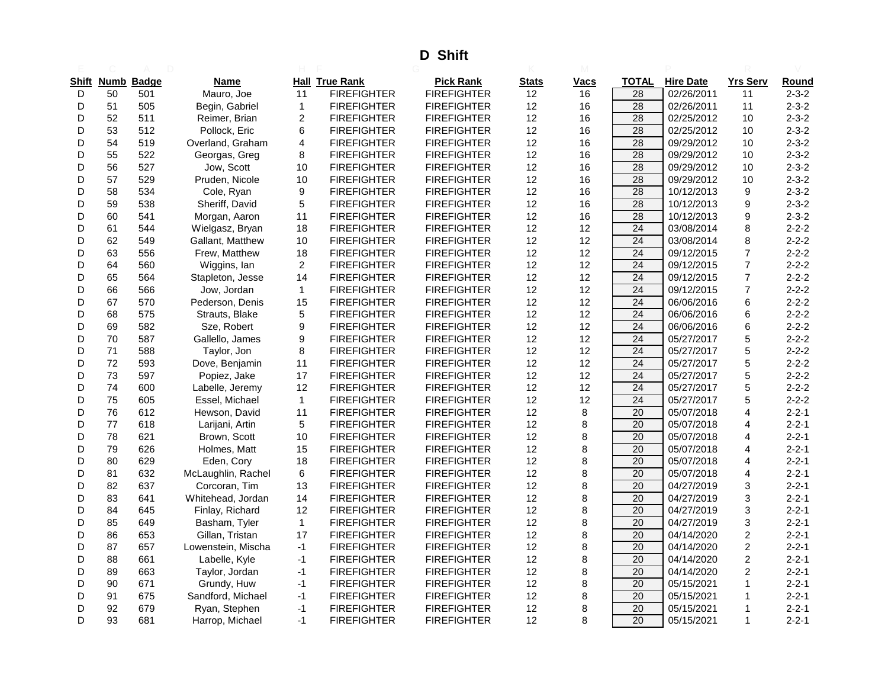# D Shift

| Shift | Numb | Badge | Name | Hall | True Rank | Pick Rank | Stats | Vacs | TOTAL | Hire Date | Yrs Serv | Round |
|---|---|---|---|---|---|---|---|---|---|---|---|---|
| D | 50 | 501 | Mauro, Joe | 11 | FIREFIGHTER | FIREFIGHTER | 12 | 16 | 28 | 02/26/2011 | 11 | 2-3-2 |
| D | 51 | 505 | Begin, Gabriel | 1 | FIREFIGHTER | FIREFIGHTER | 12 | 16 | 28 | 02/26/2011 | 11 | 2-3-2 |
| D | 52 | 511 | Reimer, Brian | 2 | FIREFIGHTER | FIREFIGHTER | 12 | 16 | 28 | 02/25/2012 | 10 | 2-3-2 |
| D | 53 | 512 | Pollock, Eric | 6 | FIREFIGHTER | FIREFIGHTER | 12 | 16 | 28 | 02/25/2012 | 10 | 2-3-2 |
| D | 54 | 519 | Overland, Graham | 4 | FIREFIGHTER | FIREFIGHTER | 12 | 16 | 28 | 09/29/2012 | 10 | 2-3-2 |
| D | 55 | 522 | Georgas, Greg | 8 | FIREFIGHTER | FIREFIGHTER | 12 | 16 | 28 | 09/29/2012 | 10 | 2-3-2 |
| D | 56 | 527 | Jow, Scott | 10 | FIREFIGHTER | FIREFIGHTER | 12 | 16 | 28 | 09/29/2012 | 10 | 2-3-2 |
| D | 57 | 529 | Pruden, Nicole | 10 | FIREFIGHTER | FIREFIGHTER | 12 | 16 | 28 | 09/29/2012 | 10 | 2-3-2 |
| D | 58 | 534 | Cole, Ryan | 9 | FIREFIGHTER | FIREFIGHTER | 12 | 16 | 28 | 10/12/2013 | 9 | 2-3-2 |
| D | 59 | 538 | Sheriff, David | 5 | FIREFIGHTER | FIREFIGHTER | 12 | 16 | 28 | 10/12/2013 | 9 | 2-3-2 |
| D | 60 | 541 | Morgan, Aaron | 11 | FIREFIGHTER | FIREFIGHTER | 12 | 16 | 28 | 10/12/2013 | 9 | 2-3-2 |
| D | 61 | 544 | Wielgasz, Bryan | 18 | FIREFIGHTER | FIREFIGHTER | 12 | 12 | 24 | 03/08/2014 | 8 | 2-2-2 |
| D | 62 | 549 | Gallant, Matthew | 10 | FIREFIGHTER | FIREFIGHTER | 12 | 12 | 24 | 03/08/2014 | 8 | 2-2-2 |
| D | 63 | 556 | Frew, Matthew | 18 | FIREFIGHTER | FIREFIGHTER | 12 | 12 | 24 | 09/12/2015 | 7 | 2-2-2 |
| D | 64 | 560 | Wiggins, Ian | 2 | FIREFIGHTER | FIREFIGHTER | 12 | 12 | 24 | 09/12/2015 | 7 | 2-2-2 |
| D | 65 | 564 | Stapleton, Jesse | 14 | FIREFIGHTER | FIREFIGHTER | 12 | 12 | 24 | 09/12/2015 | 7 | 2-2-2 |
| D | 66 | 566 | Jow, Jordan | 1 | FIREFIGHTER | FIREFIGHTER | 12 | 12 | 24 | 09/12/2015 | 7 | 2-2-2 |
| D | 67 | 570 | Pederson, Denis | 15 | FIREFIGHTER | FIREFIGHTER | 12 | 12 | 24 | 06/06/2016 | 6 | 2-2-2 |
| D | 68 | 575 | Strauts, Blake | 5 | FIREFIGHTER | FIREFIGHTER | 12 | 12 | 24 | 06/06/2016 | 6 | 2-2-2 |
| D | 69 | 582 | Sze, Robert | 9 | FIREFIGHTER | FIREFIGHTER | 12 | 12 | 24 | 06/06/2016 | 6 | 2-2-2 |
| D | 70 | 587 | Gallello, James | 9 | FIREFIGHTER | FIREFIGHTER | 12 | 12 | 24 | 05/27/2017 | 5 | 2-2-2 |
| D | 71 | 588 | Taylor, Jon | 8 | FIREFIGHTER | FIREFIGHTER | 12 | 12 | 24 | 05/27/2017 | 5 | 2-2-2 |
| D | 72 | 593 | Dove, Benjamin | 11 | FIREFIGHTER | FIREFIGHTER | 12 | 12 | 24 | 05/27/2017 | 5 | 2-2-2 |
| D | 73 | 597 | Popiez, Jake | 17 | FIREFIGHTER | FIREFIGHTER | 12 | 12 | 24 | 05/27/2017 | 5 | 2-2-2 |
| D | 74 | 600 | Labelle, Jeremy | 12 | FIREFIGHTER | FIREFIGHTER | 12 | 12 | 24 | 05/27/2017 | 5 | 2-2-2 |
| D | 75 | 605 | Essel, Michael | 1 | FIREFIGHTER | FIREFIGHTER | 12 | 12 | 24 | 05/27/2017 | 5 | 2-2-2 |
| D | 76 | 612 | Hewson, David | 11 | FIREFIGHTER | FIREFIGHTER | 12 | 8 | 20 | 05/07/2018 | 4 | 2-2-1 |
| D | 77 | 618 | Larijani, Artin | 5 | FIREFIGHTER | FIREFIGHTER | 12 | 8 | 20 | 05/07/2018 | 4 | 2-2-1 |
| D | 78 | 621 | Brown, Scott | 10 | FIREFIGHTER | FIREFIGHTER | 12 | 8 | 20 | 05/07/2018 | 4 | 2-2-1 |
| D | 79 | 626 | Holmes, Matt | 15 | FIREFIGHTER | FIREFIGHTER | 12 | 8 | 20 | 05/07/2018 | 4 | 2-2-1 |
| D | 80 | 629 | Eden, Cory | 18 | FIREFIGHTER | FIREFIGHTER | 12 | 8 | 20 | 05/07/2018 | 4 | 2-2-1 |
| D | 81 | 632 | McLaughlin, Rachel | 6 | FIREFIGHTER | FIREFIGHTER | 12 | 8 | 20 | 05/07/2018 | 4 | 2-2-1 |
| D | 82 | 637 | Corcoran, Tim | 13 | FIREFIGHTER | FIREFIGHTER | 12 | 8 | 20 | 04/27/2019 | 3 | 2-2-1 |
| D | 83 | 641 | Whitehead, Jordan | 14 | FIREFIGHTER | FIREFIGHTER | 12 | 8 | 20 | 04/27/2019 | 3 | 2-2-1 |
| D | 84 | 645 | Finlay, Richard | 12 | FIREFIGHTER | FIREFIGHTER | 12 | 8 | 20 | 04/27/2019 | 3 | 2-2-1 |
| D | 85 | 649 | Basham, Tyler | 1 | FIREFIGHTER | FIREFIGHTER | 12 | 8 | 20 | 04/27/2019 | 3 | 2-2-1 |
| D | 86 | 653 | Gillan, Tristan | 17 | FIREFIGHTER | FIREFIGHTER | 12 | 8 | 20 | 04/14/2020 | 2 | 2-2-1 |
| D | 87 | 657 | Lowenstein, Mischa | -1 | FIREFIGHTER | FIREFIGHTER | 12 | 8 | 20 | 04/14/2020 | 2 | 2-2-1 |
| D | 88 | 661 | Labelle, Kyle | -1 | FIREFIGHTER | FIREFIGHTER | 12 | 8 | 20 | 04/14/2020 | 2 | 2-2-1 |
| D | 89 | 663 | Taylor, Jordan | -1 | FIREFIGHTER | FIREFIGHTER | 12 | 8 | 20 | 04/14/2020 | 2 | 2-2-1 |
| D | 90 | 671 | Grundy, Huw | -1 | FIREFIGHTER | FIREFIGHTER | 12 | 8 | 20 | 05/15/2021 | 1 | 2-2-1 |
| D | 91 | 675 | Sandford, Michael | -1 | FIREFIGHTER | FIREFIGHTER | 12 | 8 | 20 | 05/15/2021 | 1 | 2-2-1 |
| D | 92 | 679 | Ryan, Stephen | -1 | FIREFIGHTER | FIREFIGHTER | 12 | 8 | 20 | 05/15/2021 | 1 | 2-2-1 |
| D | 93 | 681 | Harrop, Michael | -1 | FIREFIGHTER | FIREFIGHTER | 12 | 8 | 20 | 05/15/2021 | 1 | 2-2-1 |